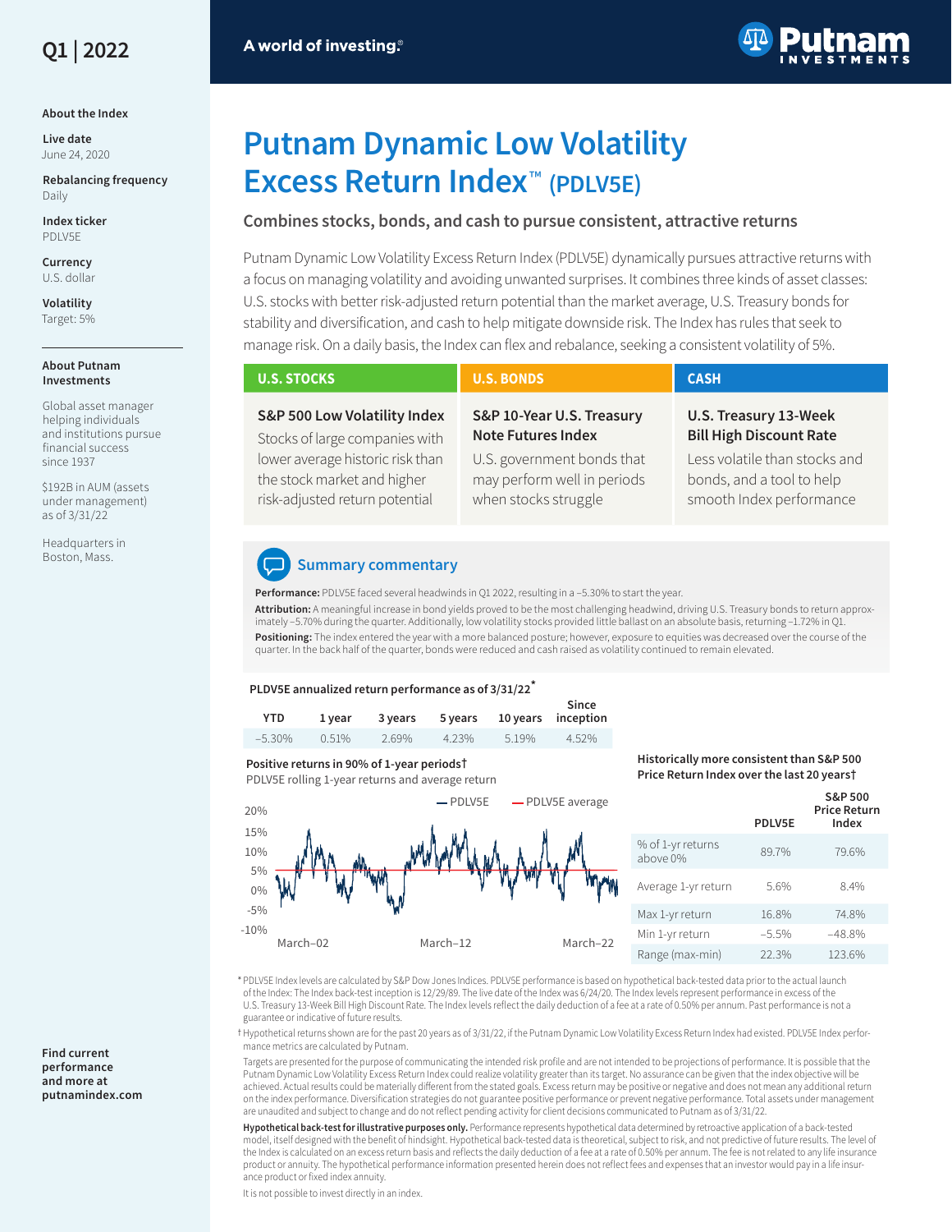Q1 | 2022

A world of investing.®

# Putnam Dynamic Low Volatility Excess Return Index™ (PDLV5E)

## Combines stocks, bonds, and cash to pursue consistent, attractive returns

Putnam Dynamic Low Volatility Excess Return Index (PDLV5E) dynamically pursues attractive returns with a focus on managing volatility and avoiding unwanted surprises. It combines three kinds of asset classes: U.S. stocks with better risk-adjusted return potential than the market average, U.S. Treasury bonds for stability and diversification, and cash to help mitigate downside risk. The Index has rules that seek to manage risk. On a daily basis, the Index can flex and rebalance, seeking a consistent volatility of 5%.

| U.S. STOCKS | U.S. BONDS | CASH |
|---|---|---|
| **S&P 500 Low Volatility Index** Stocks of large companies with lower average historic risk than the stock market and higher risk-adjusted return potential | **S&P 10-Year U.S. Treasury Note Futures Index** U.S. government bonds that may perform well in periods when stocks struggle | **U.S. Treasury 13-Week Bill High Discount Rate** Less volatile than stocks and bonds, and a tool to help smooth Index performance |

### Summary commentary

**Performance:** PDLV5E faced several headwinds in Q1 2022, resulting in a –5.30% to start the year.

**Attribution:** A meaningful increase in bond yields proved to be the most challenging headwind, driving U.S. Treasury bonds to return approximately –5.70% during the quarter. Additionally, low volatility stocks provided little ballast on an absolute basis, returning –1.72% in Q1.

**Positioning:** The index entered the year with a more balanced posture; however, exposure to equities was decreased over the course of the quarter. In the back half of the quarter, bonds were reduced and cash raised as volatility continued to remain elevated.

**PLDV5E annualized return performance as of 3/31/22***

| YTD | 1 year | 3 years | 5 years | 10 years | Since inception |
|---|---|---|---|---|---|
| –5.30% | 0.51% | 2.69% | 4.23% | 5.19% | 4.52% |

**Positive returns in 90% of 1-year periods†**

PDLV5E rolling 1-year returns and average return

**Historically more consistent than S&P 500 Price Return Index over the last 20 years†**

| | PDLV5E | S&P 500 Price Return Index |
|---|---|---|
| % of 1-yr returns above 0% | 89.7% | 79.6% |
| Average 1-yr return | 5.6% | 8.4% |
| Max 1-yr return | 16.8% | 74.8% |
| Min 1-yr return | –5.5% | –48.8% |
| Range (max-min) | 22.3% | 123.6% |

\* PDLV5E Index levels are calculated by S&P Dow Jones Indices. PDLV5E performance is based on hypothetical back-tested data prior to the actual launch of the Index: The Index back-test inception is 12/29/89. The live date of the Index was 6/24/20. The Index levels represent performance in excess of the U.S. Treasury 13-Week Bill High Discount Rate. The Index levels reflect the daily deduction of a fee at a rate of 0.50% per annum. Past performance is not a guarantee or indicative of future results.

† Hypothetical returns shown are for the past 20 years as of 3/31/22, if the Putnam Dynamic Low Volatility Excess Return Index had existed. PDLV5E Index performance metrics are calculated by Putnam.

Targets are presented for the purpose of communicating the intended risk profile and are not intended to be projections of performance. It is possible that the Putnam Dynamic Low Volatility Excess Return Index could realize volatility greater than its target. No assurance can be given that the index objective will be achieved. Actual results could be materially different from the stated goals. Excess return may be positive or negative and does not mean any additional return on the index performance. Diversification strategies do not guarantee positive performance or prevent negative performance. Total assets under management are unaudited and subject to change and do not reflect pending activity for client decisions communicated to Putnam as of 3/31/22.

**Hypothetical back-test for illustrative purposes only.** Performance represents hypothetical data determined by retroactive application of a back-tested model, itself designed with the benefit of hindsight. Hypothetical back-tested data is theoretical, subject to risk, and not predictive of future results. The level of the Index is calculated on an excess return basis and reflects the daily deduction of a fee at a rate of 0.50% per annum. The fee is not related to any life insurance product or annuity. The hypothetical performance information presented herein does not reflect fees and expenses that an investor would pay in a life insurance product or fixed index annuity.

It is not possible to invest directly in an index.

**About the Index**

**Live date**
June 24, 2020

**Rebalancing frequency**
Daily

**Index ticker**
PDLV5E

**Currency**
U.S. dollar

**Volatility**
Target: 5%

**About Putnam Investments**

Global asset manager helping individuals and institutions pursue financial success since 1937

$192B in AUM (assets under management) as of 3/31/22

Headquarters in Boston, Mass.

**Find current performance and more at putnamindex.com**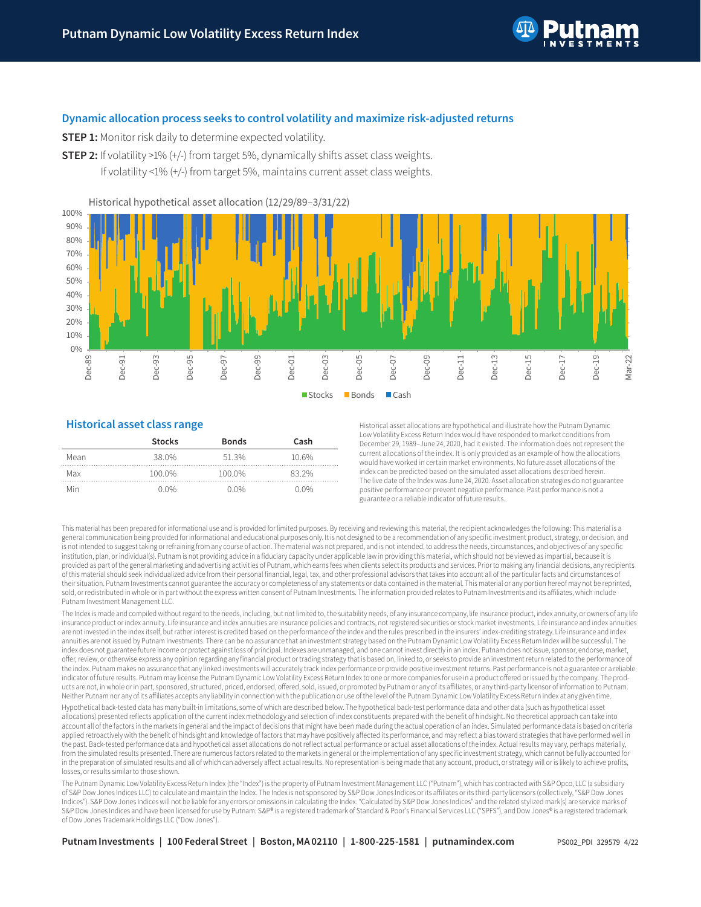## Dynamic allocation process seeks to control volatility and maximize risk-adjusted returns

**STEP 1:** Monitor risk daily to determine expected volatility.

**STEP 2:** If volatility >1% (+/-) from target 5%, dynamically shifts asset class weights.
If volatility <1% (+/-) from target 5%, maintains current asset class weights.

Historical hypothetical asset allocation (12/29/89–3/31/22)

100%
90%
80%
70%
60%
50%
40%
30%
20%
10%
0%

Dec-89 Dec-91 Dec-93 Dec-95 Dec-97 Dec-99 Dec-01 Dec-03 Dec-05 Dec-07 Dec-09 Dec-11 Dec-13 Dec-15 Dec-17 Dec-19 Mar-22

Stocks Bonds Cash

### Historical asset class range

| | Stocks | Bonds | Cash |
|---|---|---|---|
| Mean | 38.0% | 51.3% | 10.6% |
| Max | 100.0% | 100.0% | 83.2% |
| Min | 0.0% | 0.0% | 0.0% |

Historical asset allocations are hypothetical and illustrate how the Putnam Dynamic Low Volatility Excess Return Index would have responded to market conditions from December 29, 1989–June 24, 2020, had it existed. The information does not represent the current allocations of the index. It is only provided as an example of how the allocations would have worked in certain market environments. No future asset allocations of the index can be predicted based on the simulated asset allocations described herein. The live date of the Index was June 24, 2020. Asset allocation strategies do not guarantee positive performance or prevent negative performance. Past performance is not a guarantee or a reliable indicator of future results.

This material has been prepared for informational use and is provided for limited purposes. By receiving and reviewing this material, the recipient acknowledges the following: This material is a general communication being provided for informational and educational purposes only. It is not designed to be a recommendation of any specific investment product, strategy, or decision, and is not intended to suggest taking or refraining from any course of action. The material was not prepared, and is not intended, to address the needs, circumstances, and objectives of any specific institution, plan, or individual(s). Putnam is not providing advice in a fiduciary capacity under applicable law in providing this material, which should not be viewed as impartial, because it is provided as part of the general marketing and advertising activities of Putnam, which earns fees when clients select its products and services. Prior to making any financial decisions, any recipients of this material should seek individualized advice from their personal financial, legal, tax, and other professional advisors that takes into account all of the particular facts and circumstances of their situation. Putnam Investments cannot guarantee the accuracy or completeness of any statements or data contained in the material. This material or any portion hereof may not be reprinted, sold, or redistributed in whole or in part without the express written consent of Putnam Investments. The information provided relates to Putnam Investments and its affiliates, which include Putnam Investment Management LLC.

The Index is made and compiled without regard to the needs, including, but not limited to, the suitability needs, of any insurance company, life insurance product, index annuity, or owners of any life insurance product or index annuity. Life insurance and index annuities are insurance policies and contracts, not registered securities or stock market investments. Life insurance and index annuities are not invested in the index itself, but rather interest is credited based on the performance of the index and the rules prescribed in the insurers' index-crediting strategy. Life insurance and index annuities are not issued by Putnam Investments. There can be no assurance that an investment strategy based on the Putnam Dynamic Low Volatility Excess Return Index will be successful. The index does not guarantee future income or protect against loss of principal. Indexes are unmanaged, and one cannot invest directly in an index. Putnam does not issue, sponsor, endorse, market, offer, review, or otherwise express any opinion regarding any financial product or trading strategy that is based on, linked to, or seeks to provide an investment return related to the performance of the index. Putnam makes no assurance that any linked investments will accurately track index performance or provide positive investment returns. Past performance is not a guarantee or a reliable indicator of future results. Putnam may license the Putnam Dynamic Low Volatility Excess Return Index to one or more companies for use in a product offered or issued by the company. The products are not, in whole or in part, sponsored, structured, priced, endorsed, offered, sold, issued, or promoted by Putnam or any of its affiliates, or any third-party licensor of information to Putnam. Neither Putnam nor any of its affiliates accepts any liability in connection with the publication or use of the level of the Putnam Dynamic Low Volatility Excess Return Index at any given time.

Hypothetical back-tested data has many built-in limitations, some of which are described below. The hypothetical back-test performance data and other data (such as hypothetical asset allocations) presented reflects application of the current index methodology and selection of index constituents prepared with the benefit of hindsight. No theoretical approach can take into account all of the factors in the markets in general and the impact of decisions that might have been made during the actual operation of an index. Simulated performance data is based on criteria applied retroactively with the benefit of hindsight and knowledge of factors that may have positively affected its performance, and may reflect a bias toward strategies that have performed well in the past. Back-tested performance data and hypothetical asset allocations do not reflect actual performance or actual asset allocations of the index. Actual results may vary, perhaps materially, from the simulated results presented. There are numerous factors related to the markets in general or the implementation of any specific investment strategy, which cannot be fully accounted for in the preparation of simulated results and all of which can adversely affect actual results. No representation is being made that any account, product, or strategy will or is likely to achieve profits, losses, or results similar to those shown.

The Putnam Dynamic Low Volatility Excess Return Index (the "Index") is the property of Putnam Investment Management LLC ("Putnam"), which has contracted with S&P Opco, LLC (a subsidiary of S&P Dow Jones Indices LLC) to calculate and maintain the Index. The Index is not sponsored by S&P Dow Jones Indices or its affiliates or its third-party licensors (collectively, "S&P Dow Jones Indices"). S&P Dow Jones Indices will not be liable for any errors or omissions in calculating the Index. "Calculated by S&P Dow Jones Indices" and the related stylized mark(s) are service marks of S&P Dow Jones Indices and have been licensed for use by Putnam. S&P® is a registered trademark of Standard & Poor's Financial Services LLC ("SPFS"), and Dow Jones® is a registered trademark of Dow Jones Trademark Holdings LLC ("Dow Jones").

**Putnam Investments | 100 Federal Street | Boston, MA 02110 | 1-800-225-1581 | putnamindex.com** PS002_PDI 329579 4/22